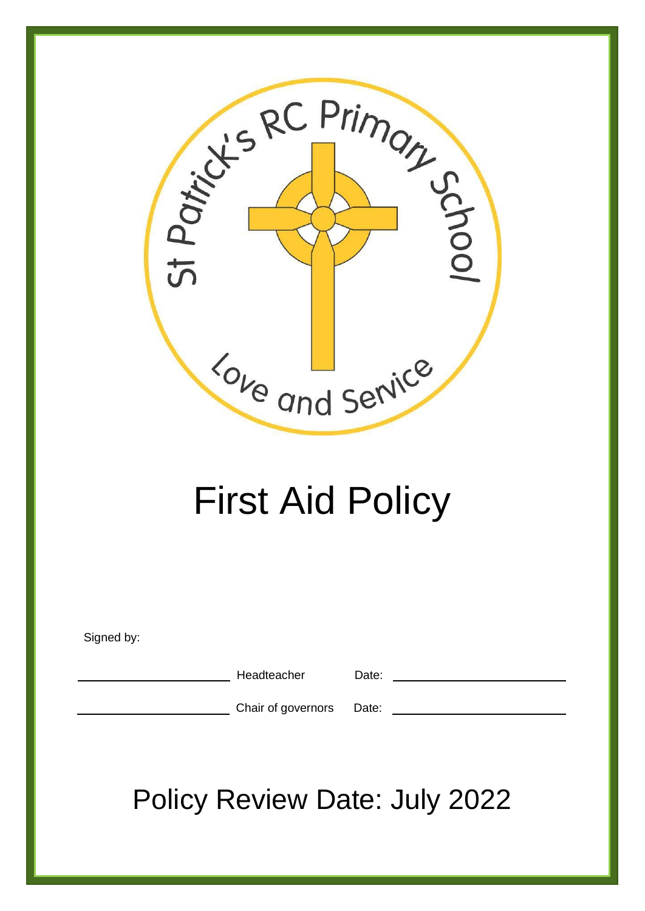St Patrick's RC Primary School

Love and Service

# First Aid Policy

Signed by:

| | | | |
|---|---|---|---|
| ______________________ | Headteacher | Date: | ______________________ |
| ______________________ | Chair of governors | Date: | ______________________ |

## Policy Review Date: July 2022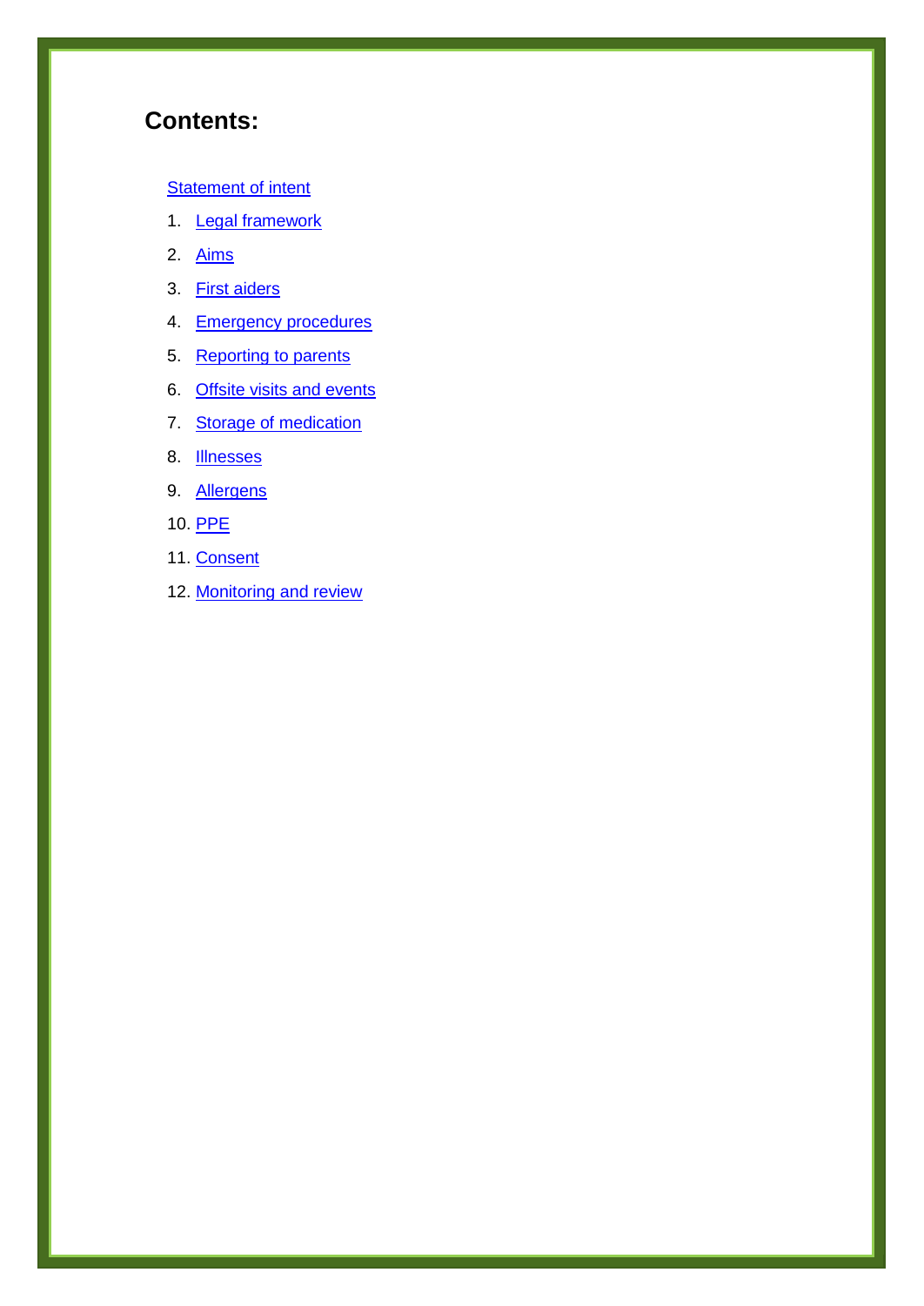# Contents:

Statement of intent

1. Legal framework
2. Aims
3. First aiders
4. Emergency procedures
5. Reporting to parents
6. Offsite visits and events
7. Storage of medication
8. Illnesses
9. Allergens
10. PPE
11. Consent
12. Monitoring and review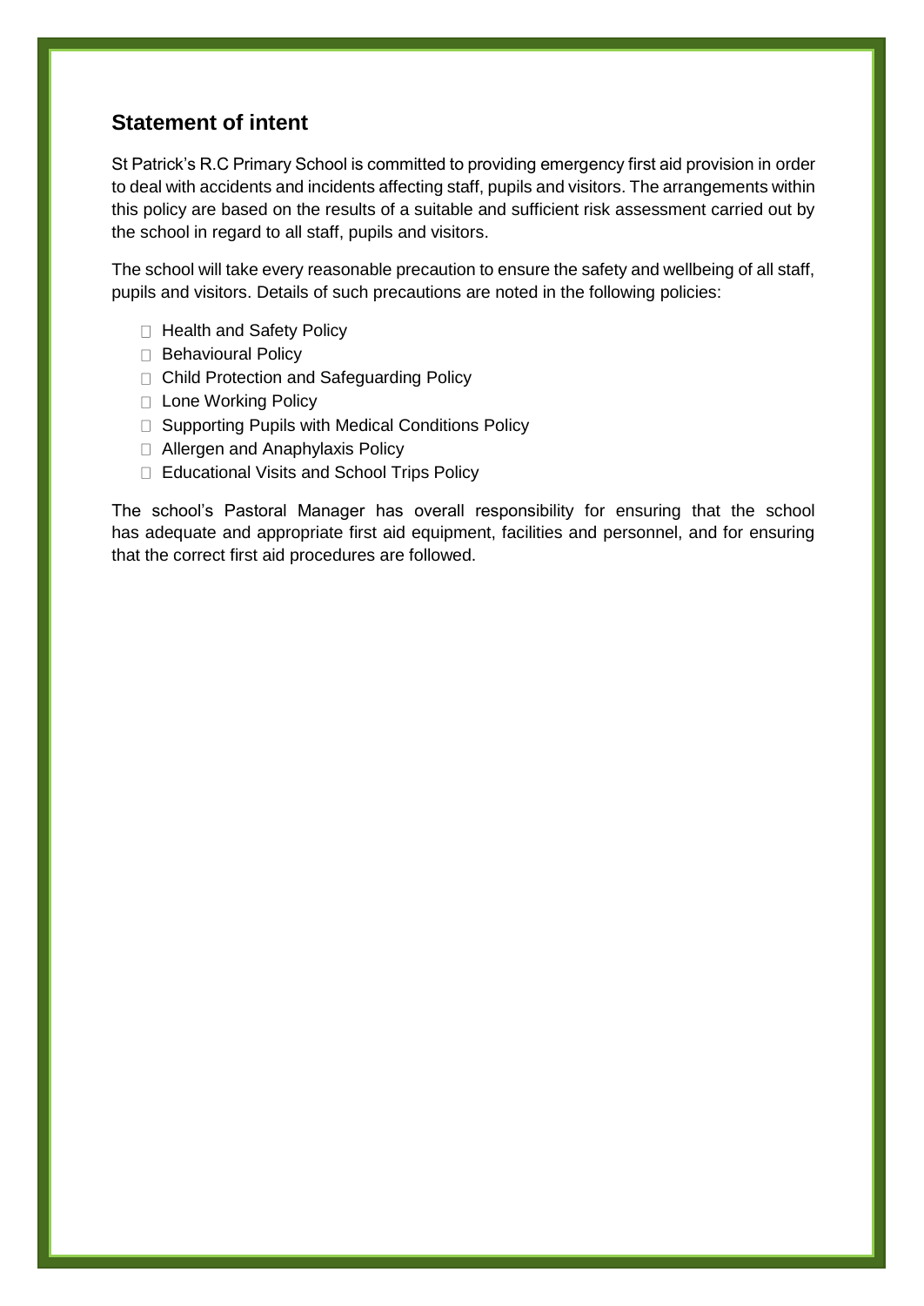## Statement of intent

St Patrick's R.C Primary School is committed to providing emergency first aid provision in order to deal with accidents and incidents affecting staff, pupils and visitors. The arrangements within this policy are based on the results of a suitable and sufficient risk assessment carried out by the school in regard to all staff, pupils and visitors.

The school will take every reasonable precaution to ensure the safety and wellbeing of all staff, pupils and visitors. Details of such precautions are noted in the following policies:

- Health and Safety Policy
- Behavioural Policy
- Child Protection and Safeguarding Policy
- Lone Working Policy
- Supporting Pupils with Medical Conditions Policy
- Allergen and Anaphylaxis Policy
- Educational Visits and School Trips Policy

The school's Pastoral Manager has overall responsibility for ensuring that the school has adequate and appropriate first aid equipment, facilities and personnel, and for ensuring that the correct first aid procedures are followed.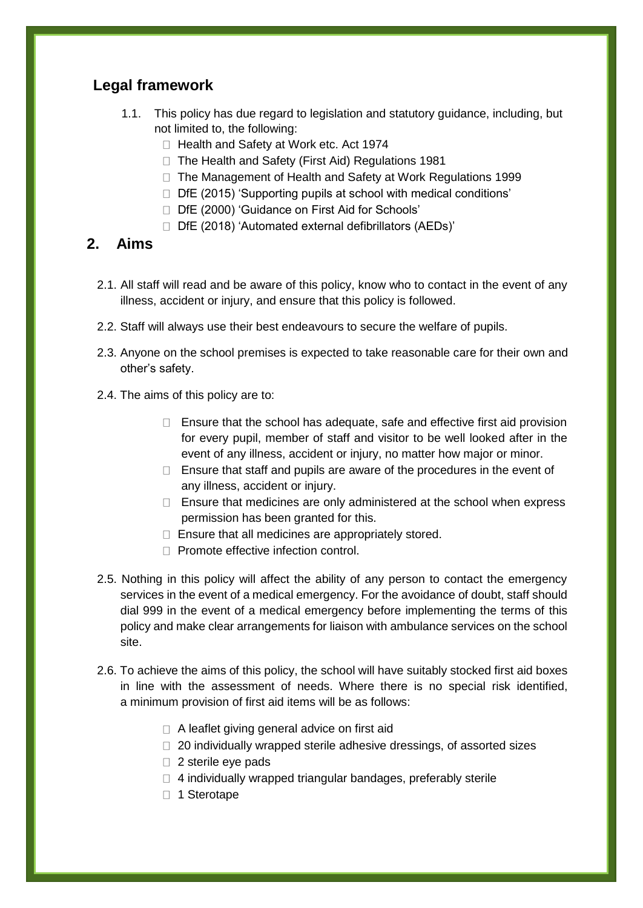## Legal framework

1.1. This policy has due regard to legislation and statutory guidance, including, but not limited to, the following:

- Health and Safety at Work etc. Act 1974
- The Health and Safety (First Aid) Regulations 1981
- The Management of Health and Safety at Work Regulations 1999
- DfE (2015) 'Supporting pupils at school with medical conditions'
- DfE (2000) 'Guidance on First Aid for Schools'
- DfE (2018) 'Automated external defibrillators (AEDs)'

## 2. Aims

2.1. All staff will read and be aware of this policy, know who to contact in the event of any illness, accident or injury, and ensure that this policy is followed.

2.2. Staff will always use their best endeavours to secure the welfare of pupils.

2.3. Anyone on the school premises is expected to take reasonable care for their own and other's safety.

2.4. The aims of this policy are to:

- Ensure that the school has adequate, safe and effective first aid provision for every pupil, member of staff and visitor to be well looked after in the event of any illness, accident or injury, no matter how major or minor.
- Ensure that staff and pupils are aware of the procedures in the event of any illness, accident or injury.
- Ensure that medicines are only administered at the school when express permission has been granted for this.
- Ensure that all medicines are appropriately stored.
- Promote effective infection control.

2.5. Nothing in this policy will affect the ability of any person to contact the emergency services in the event of a medical emergency. For the avoidance of doubt, staff should dial 999 in the event of a medical emergency before implementing the terms of this policy and make clear arrangements for liaison with ambulance services on the school site.

2.6. To achieve the aims of this policy, the school will have suitably stocked first aid boxes in line with the assessment of needs. Where there is no special risk identified, a minimum provision of first aid items will be as follows:

- A leaflet giving general advice on first aid
- 20 individually wrapped sterile adhesive dressings, of assorted sizes
- 2 sterile eye pads
- 4 individually wrapped triangular bandages, preferably sterile
- 1 Sterotape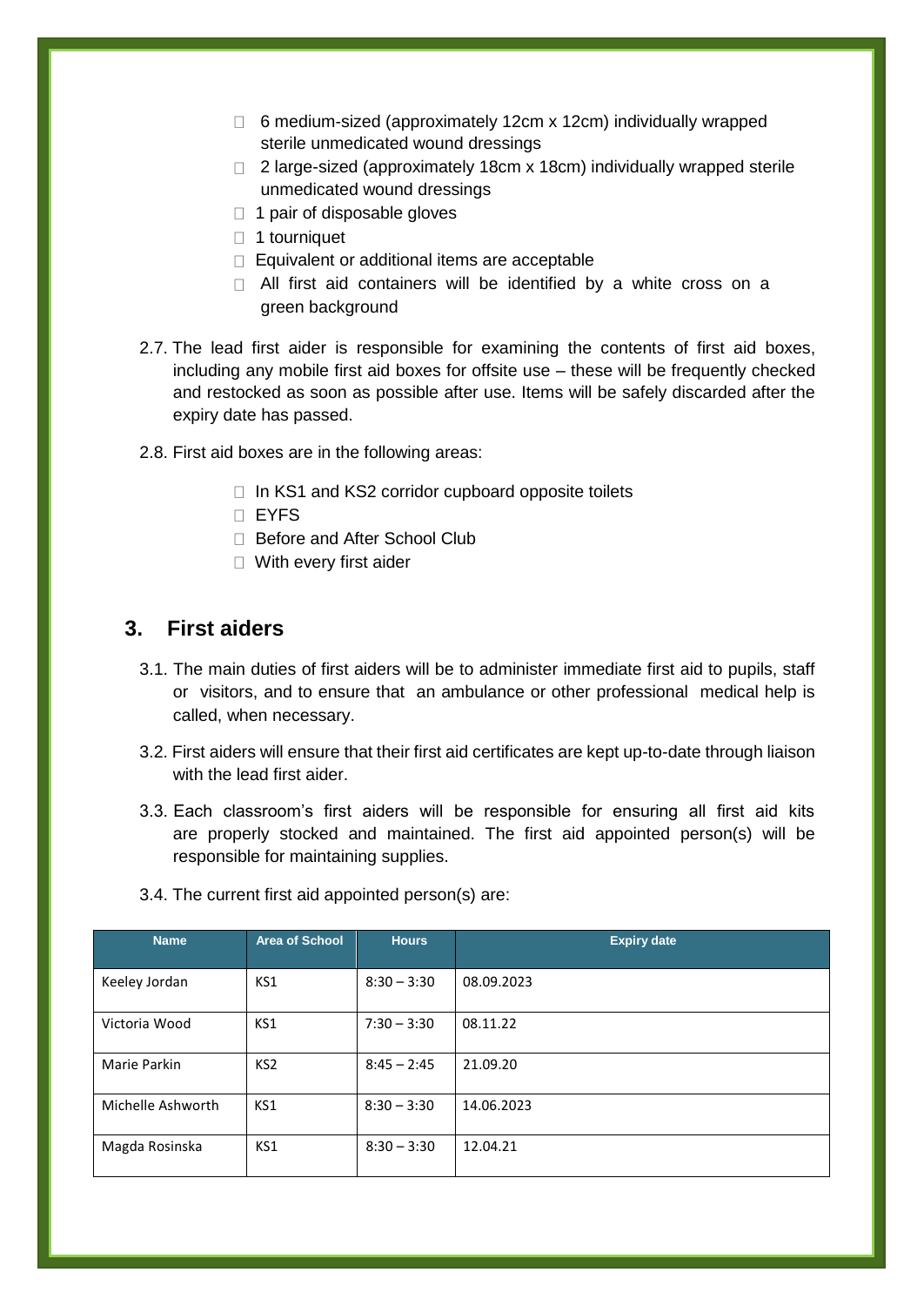- 6 medium-sized (approximately 12cm x 12cm) individually wrapped sterile unmedicated wound dressings
- 2 large-sized (approximately 18cm x 18cm) individually wrapped sterile unmedicated wound dressings
- 1 pair of disposable gloves
- 1 tourniquet
- Equivalent or additional items are acceptable
- All first aid containers will be identified by a white cross on a green background

2.7. The lead first aider is responsible for examining the contents of first aid boxes, including any mobile first aid boxes for offsite use – these will be frequently checked and restocked as soon as possible after use. Items will be safely discarded after the expiry date has passed.

2.8. First aid boxes are in the following areas:

- In KS1 and KS2 corridor cupboard opposite toilets
- EYFS
- Before and After School Club
- With every first aider

## 3. First aiders

3.1. The main duties of first aiders will be to administer immediate first aid to pupils, staff or visitors, and to ensure that an ambulance or other professional medical help is called, when necessary.

3.2. First aiders will ensure that their first aid certificates are kept up-to-date through liaison with the lead first aider.

3.3. Each classroom's first aiders will be responsible for ensuring all first aid kits are properly stocked and maintained. The first aid appointed person(s) will be responsible for maintaining supplies.

3.4. The current first aid appointed person(s) are:

| Name | Area of School | Hours | Expiry date |
|---|---|---|---|
| Keeley Jordan | KS1 | 8:30 – 3:30 | 08.09.2023 |
| Victoria Wood | KS1 | 7:30 – 3:30 | 08.11.22 |
| Marie Parkin | KS2 | 8:45 – 2:45 | 21.09.20 |
| Michelle Ashworth | KS1 | 8:30 – 3:30 | 14.06.2023 |
| Magda Rosinska | KS1 | 8:30 – 3:30 | 12.04.21 |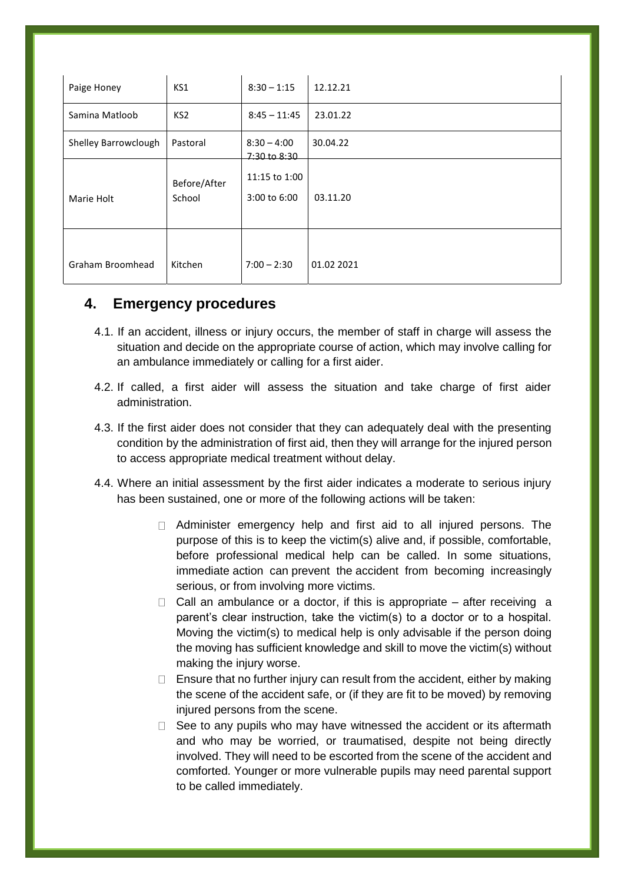| Paige Honey | KS1 | 8:30 – 1:15 | 12.12.21 |
|---|---|---|---|
| Samina Matloob | KS2 | 8:45 – 11:45 | 23.01.22 |
| Shelley Barrowclough | Pastoral | 8:30 – 4:00 | 30.04.22 |
| Marie Holt | Before/After School | 7:30 to 8:30<br>11:15 to 1:00<br>3:00 to 6:00 | 03.11.20 |
| Graham Broomhead | Kitchen | 7:00 – 2:30 | 01.02 2021 |

## 4. Emergency procedures

4.1. If an accident, illness or injury occurs, the member of staff in charge will assess the situation and decide on the appropriate course of action, which may involve calling for an ambulance immediately or calling for a first aider.

4.2. If called, a first aider will assess the situation and take charge of first aider administration.

4.3. If the first aider does not consider that they can adequately deal with the presenting condition by the administration of first aid, then they will arrange for the injured person to access appropriate medical treatment without delay.

4.4. Where an initial assessment by the first aider indicates a moderate to serious injury has been sustained, one or more of the following actions will be taken:

- Administer emergency help and first aid to all injured persons. The purpose of this is to keep the victim(s) alive and, if possible, comfortable, before professional medical help can be called. In some situations, immediate action can prevent the accident from becoming increasingly serious, or from involving more victims.
- Call an ambulance or a doctor, if this is appropriate – after receiving a parent's clear instruction, take the victim(s) to a doctor or to a hospital. Moving the victim(s) to medical help is only advisable if the person doing the moving has sufficient knowledge and skill to move the victim(s) without making the injury worse.
- Ensure that no further injury can result from the accident, either by making the scene of the accident safe, or (if they are fit to be moved) by removing injured persons from the scene.
- See to any pupils who may have witnessed the accident or its aftermath and who may be worried, or traumatised, despite not being directly involved. They will need to be escorted from the scene of the accident and comforted. Younger or more vulnerable pupils may need parental support to be called immediately.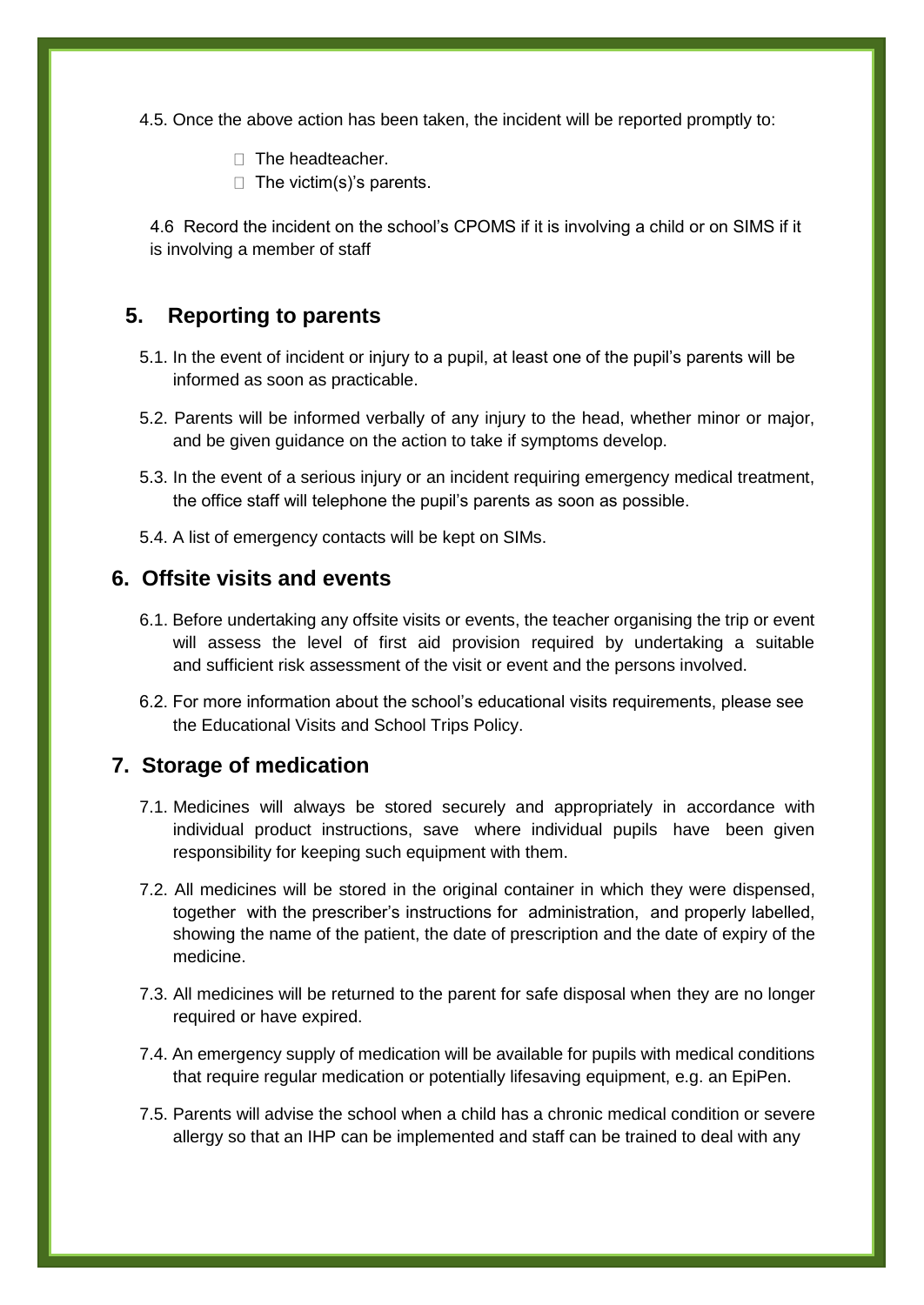4.5. Once the above action has been taken, the incident will be reported promptly to:

- The headteacher.
- The victim(s)'s parents.

4.6 Record the incident on the school's CPOMS if it is involving a child or on SIMS if it is involving a member of staff

## 5. Reporting to parents

5.1. In the event of incident or injury to a pupil, at least one of the pupil's parents will be informed as soon as practicable.

5.2. Parents will be informed verbally of any injury to the head, whether minor or major, and be given guidance on the action to take if symptoms develop.

5.3. In the event of a serious injury or an incident requiring emergency medical treatment, the office staff will telephone the pupil's parents as soon as possible.

5.4. A list of emergency contacts will be kept on SIMs.

## 6. Offsite visits and events

6.1. Before undertaking any offsite visits or events, the teacher organising the trip or event will assess the level of first aid provision required by undertaking a suitable and sufficient risk assessment of the visit or event and the persons involved.

6.2. For more information about the school's educational visits requirements, please see the Educational Visits and School Trips Policy.

## 7. Storage of medication

7.1. Medicines will always be stored securely and appropriately in accordance with individual product instructions, save where individual pupils have been given responsibility for keeping such equipment with them.

7.2. All medicines will be stored in the original container in which they were dispensed, together with the prescriber's instructions for administration, and properly labelled, showing the name of the patient, the date of prescription and the date of expiry of the medicine.

7.3. All medicines will be returned to the parent for safe disposal when they are no longer required or have expired.

7.4. An emergency supply of medication will be available for pupils with medical conditions that require regular medication or potentially lifesaving equipment, e.g. an EpiPen.

7.5. Parents will advise the school when a child has a chronic medical condition or severe allergy so that an IHP can be implemented and staff can be trained to deal with any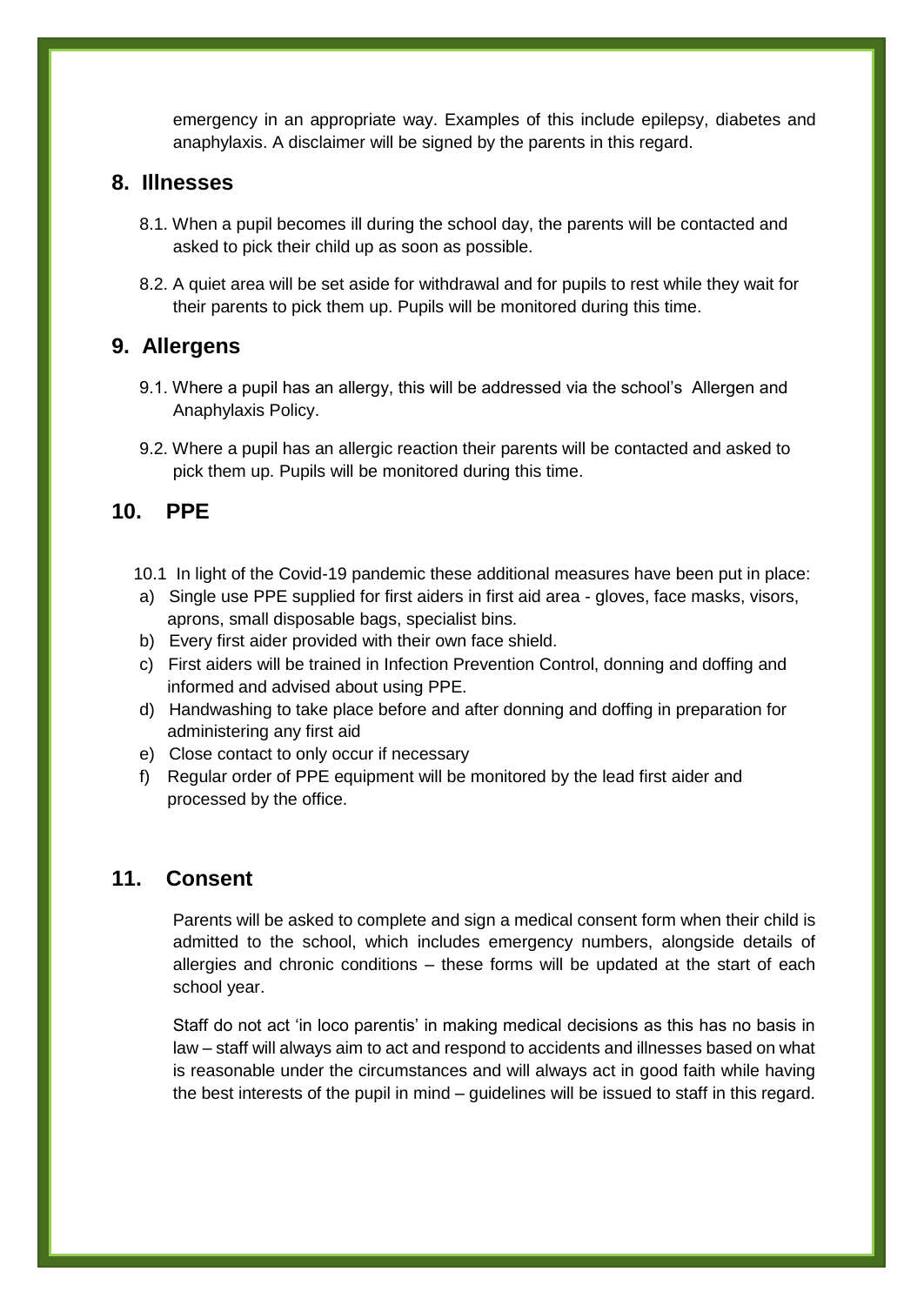emergency in an appropriate way. Examples of this include epilepsy, diabetes and anaphylaxis. A disclaimer will be signed by the parents in this regard.

## 8. Illnesses

8.1. When a pupil becomes ill during the school day, the parents will be contacted and asked to pick their child up as soon as possible.

8.2. A quiet area will be set aside for withdrawal and for pupils to rest while they wait for their parents to pick them up. Pupils will be monitored during this time.

## 9. Allergens

9.1. Where a pupil has an allergy, this will be addressed via the school's Allergen and Anaphylaxis Policy.

9.2. Where a pupil has an allergic reaction their parents will be contacted and asked to pick them up. Pupils will be monitored during this time.

## 10. PPE

10.1 In light of the Covid-19 pandemic these additional measures have been put in place:

a) Single use PPE supplied for first aiders in first aid area - gloves, face masks, visors, aprons, small disposable bags, specialist bins.
b) Every first aider provided with their own face shield.
c) First aiders will be trained in Infection Prevention Control, donning and doffing and informed and advised about using PPE.
d) Handwashing to take place before and after donning and doffing in preparation for administering any first aid
e) Close contact to only occur if necessary
f) Regular order of PPE equipment will be monitored by the lead first aider and processed by the office.

## 11. Consent

Parents will be asked to complete and sign a medical consent form when their child is admitted to the school, which includes emergency numbers, alongside details of allergies and chronic conditions – these forms will be updated at the start of each school year.

Staff do not act 'in loco parentis' in making medical decisions as this has no basis in law – staff will always aim to act and respond to accidents and illnesses based on what is reasonable under the circumstances and will always act in good faith while having the best interests of the pupil in mind – guidelines will be issued to staff in this regard.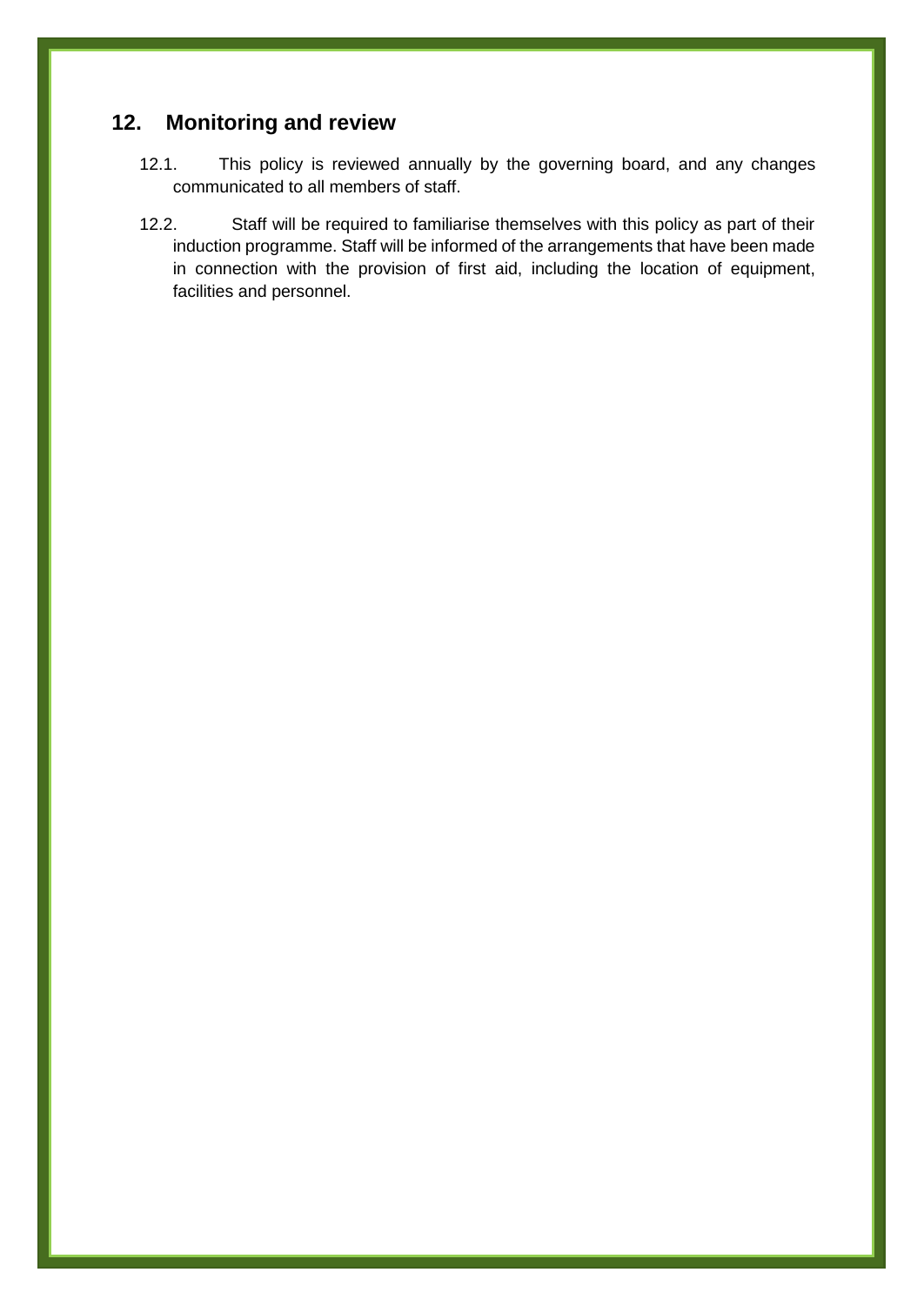## 12. Monitoring and review

12.1. This policy is reviewed annually by the governing board, and any changes communicated to all members of staff.

12.2. Staff will be required to familiarise themselves with this policy as part of their induction programme. Staff will be informed of the arrangements that have been made in connection with the provision of first aid, including the location of equipment, facilities and personnel.